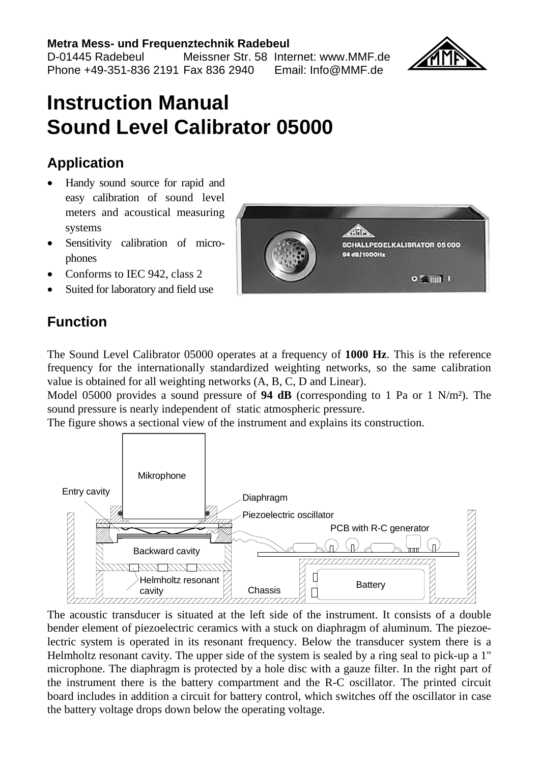**Metra Mess- und Frequenztechnik Radebeul**
D-01445 Radebeul Meissner Str. 58 Internet: www.MMF.de
Phone +49-351-836 2191 Fax 836 2940 Email: Info@MMF.de

# Instruction Manual
# Sound Level Calibrator 05000

## Application

- Handy sound source for rapid and easy calibration of sound level meters and acoustical measuring systems
- Sensitivity calibration of microphones
- Conforms to IEC 942, class 2
- Suited for laboratory and field use

## Function

The Sound Level Calibrator 05000 operates at a frequency of **1000 Hz**. This is the reference frequency for the internationally standardized weighting networks, so the same calibration value is obtained for all weighting networks (A, B, C, D and Linear).
Model 05000 provides a sound pressure of **94 dB** (corresponding to 1 Pa or 1 N/m²). The sound pressure is nearly independent of static atmospheric pressure.
The figure shows a sectional view of the instrument and explains its construction.

The acoustic transducer is situated at the left side of the instrument. It consists of a double bender element of piezoelectric ceramics with a stuck on diaphragm of aluminum. The piezoelectric system is operated in its resonant frequency. Below the transducer system there is a Helmholtz resonant cavity. The upper side of the system is sealed by a ring seal to pick-up a 1" microphone. The diaphragm is protected by a hole disc with a gauze filter. In the right part of the instrument there is the battery compartment and the R-C oscillator. The printed circuit board includes in addition a circuit for battery control, which switches off the oscillator in case the battery voltage drops down below the operating voltage.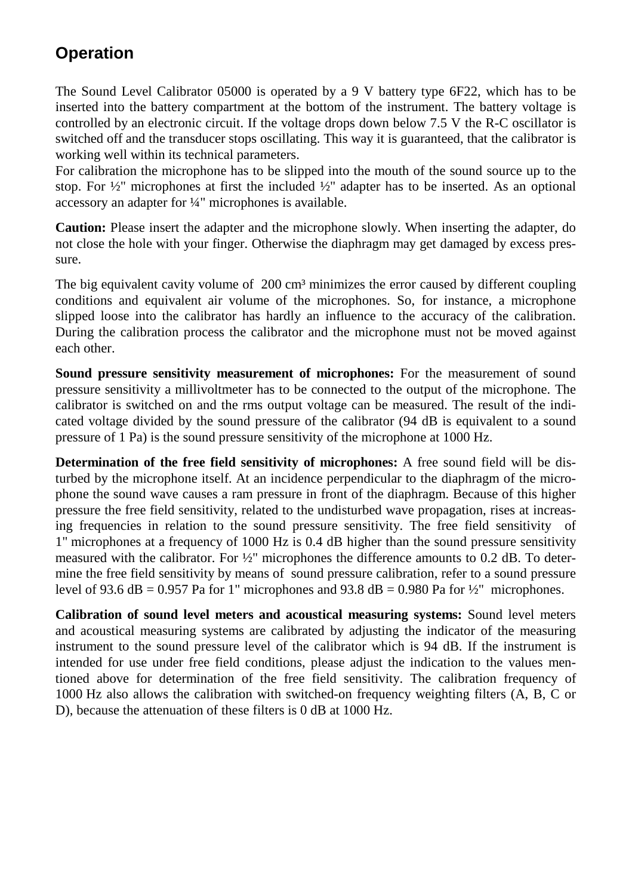## Operation

The Sound Level Calibrator 05000 is operated by a 9 V battery type 6F22, which has to be inserted into the battery compartment at the bottom of the instrument. The battery voltage is controlled by an electronic circuit. If the voltage drops down below 7.5 V the R-C oscillator is switched off and the transducer stops oscillating. This way it is guaranteed, that the calibrator is working well within its technical parameters.
For calibration the microphone has to be slipped into the mouth of the sound source up to the stop. For ½" microphones at first the included ½" adapter has to be inserted. As an optional accessory an adapter for ¼" microphones is available.

**Caution:** Please insert the adapter and the microphone slowly. When inserting the adapter, do not close the hole with your finger. Otherwise the diaphragm may get damaged by excess pressure.

The big equivalent cavity volume of 200 $cm^3$ minimizes the error caused by different coupling conditions and equivalent air volume of the microphones. So, for instance, a microphone slipped loose into the calibrator has hardly an influence to the accuracy of the calibration. During the calibration process the calibrator and the microphone must not be moved against each other.

**Sound pressure sensitivity measurement of microphones:** For the measurement of sound pressure sensitivity a millivoltmeter has to be connected to the output of the microphone. The calibrator is switched on and the rms output voltage can be measured. The result of the indicated voltage divided by the sound pressure of the calibrator (94 dB is equivalent to a sound pressure of 1 Pa) is the sound pressure sensitivity of the microphone at 1000 Hz.

**Determination of the free field sensitivity of microphones:** A free sound field will be disturbed by the microphone itself. At an incidence perpendicular to the diaphragm of the microphone the sound wave causes a ram pressure in front of the diaphragm. Because of this higher pressure the free field sensitivity, related to the undisturbed wave propagation, rises at increasing frequencies in relation to the sound pressure sensitivity. The free field sensitivity of 1" microphones at a frequency of 1000 Hz is 0.4 dB higher than the sound pressure sensitivity measured with the calibrator. For ½" microphones the difference amounts to 0.2 dB. To determine the free field sensitivity by means of sound pressure calibration, refer to a sound pressure level of 93.6 dB = 0.957 Pa for 1" microphones and 93.8 dB = 0.980 Pa for ½" microphones.

**Calibration of sound level meters and acoustical measuring systems:** Sound level meters and acoustical measuring systems are calibrated by adjusting the indicator of the measuring instrument to the sound pressure level of the calibrator which is 94 dB. If the instrument is intended for use under free field conditions, please adjust the indication to the values mentioned above for determination of the free field sensitivity. The calibration frequency of 1000 Hz also allows the calibration with switched-on frequency weighting filters (A, B, C or D), because the attenuation of these filters is 0 dB at 1000 Hz.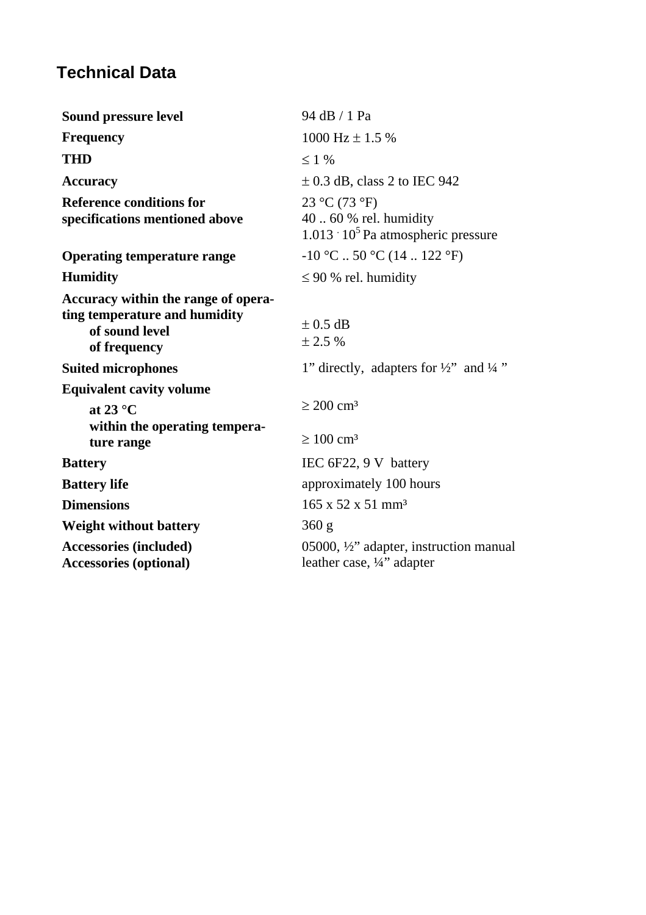## Technical Data

| | |
|---|---|
| **Sound pressure level** | 94 dB / 1 Pa |
| **Frequency** | 1000 Hz ± 1.5 % |
| **THD** | ≤ 1 % |
| **Accuracy** | ± 0.3 dB, class 2 to IEC 942 |
| **Reference conditions for specifications mentioned above** | 23 °C (73 °F)<br>40 .. 60 % rel. humidity<br>$1.013 \cdot 10^5$ Pa atmospheric pressure |
| **Operating temperature range** | -10 °C .. 50 °C (14 .. 122 °F) |
| **Humidity** | ≤ 90 % rel. humidity |
| **Accuracy within the range of operating temperature and humidity** | |
| **of sound level** | ± 0.5 dB |
| **of frequency** | ± 2.5 % |
| **Suited microphones** | 1” directly, adapters for ½” and ¼ ” |
| **Equivalent cavity volume** | |
| **at 23 °C** | ≥ 200 cm³ |
| **within the operating temperature range** | ≥ 100 cm³ |
| **Battery** | IEC 6F22, 9 V battery |
| **Battery life** | approximately 100 hours |
| **Dimensions** | 165 x 52 x 51 mm³ |
| **Weight without battery** | 360 g |
| **Accessories (included)** | 05000, ½” adapter, instruction manual |
| **Accessories (optional)** | leather case, ¼” adapter |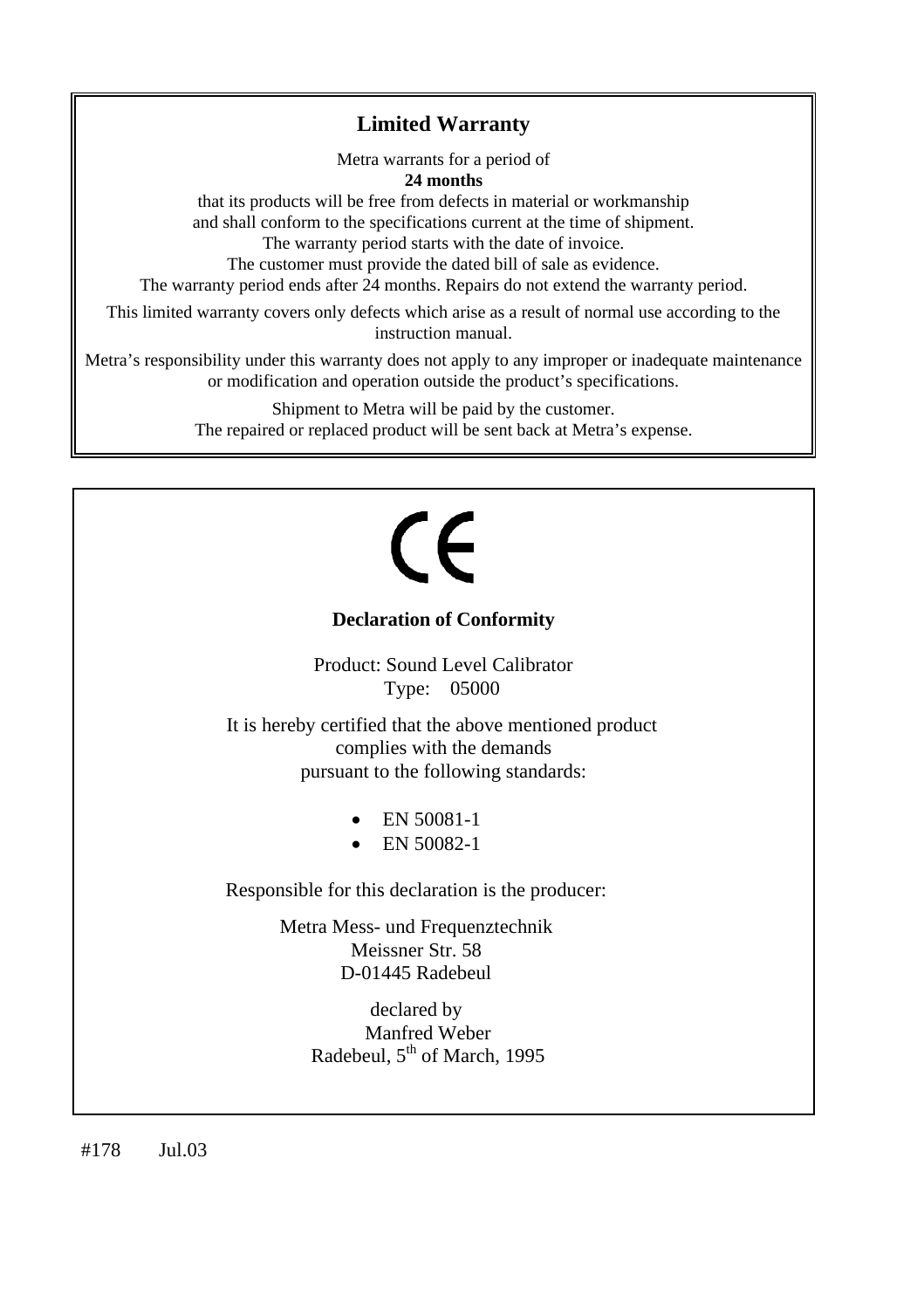## Limited Warranty

Metra warrants for a period of
**24 months**
that its products will be free from defects in material or workmanship
and shall conform to the specifications current at the time of shipment.
The warranty period starts with the date of invoice.
The customer must provide the dated bill of sale as evidence.
The warranty period ends after 24 months. Repairs do not extend the warranty period.

This limited warranty covers only defects which arise as a result of normal use according to the instruction manual.

Metra's responsibility under this warranty does not apply to any improper or inadequate maintenance or modification and operation outside the product's specifications.

Shipment to Metra will be paid by the customer.
The repaired or replaced product will be sent back at Metra's expense.

CE

**Declaration of Conformity**

Product: Sound Level Calibrator
Type: 05000

It is hereby certified that the above mentioned product
complies with the demands
pursuant to the following standards:

- EN 50081-1
- EN 50082-1

Responsible for this declaration is the producer:

Metra Mess- und Frequenztechnik
Meissner Str. 58
D-01445 Radebeul

declared by
Manfred Weber
Radebeul, 5th of March, 1995

#178 Jul.03